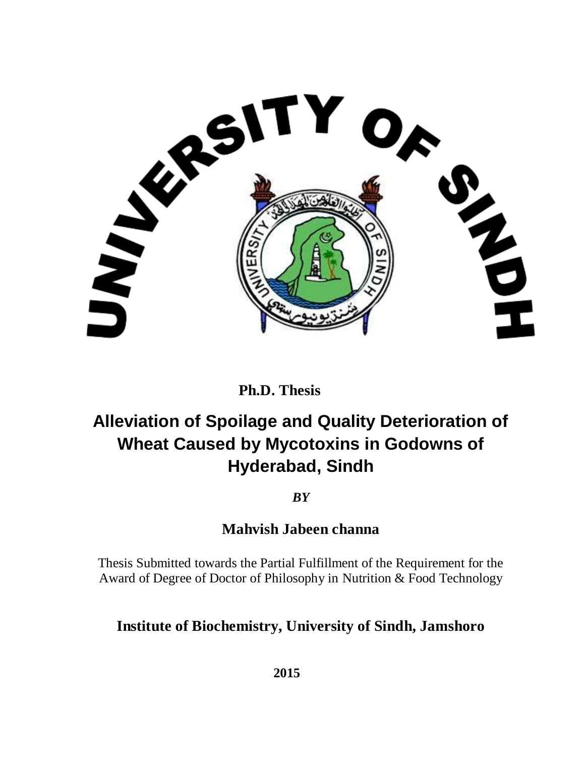UNIVERSITY OF SINDH

**Ph.D. Thesis**

# Alleviation of Spoilage and Quality Deterioration of Wheat Caused by Mycotoxins in Godowns of Hyderabad, Sindh

***BY***

**Mahvish Jabeen channa**

Thesis Submitted towards the Partial Fulfillment of the Requirement for the Award of Degree of Doctor of Philosophy in Nutrition & Food Technology

**Institute of Biochemistry, University of Sindh, Jamshoro**

**2015**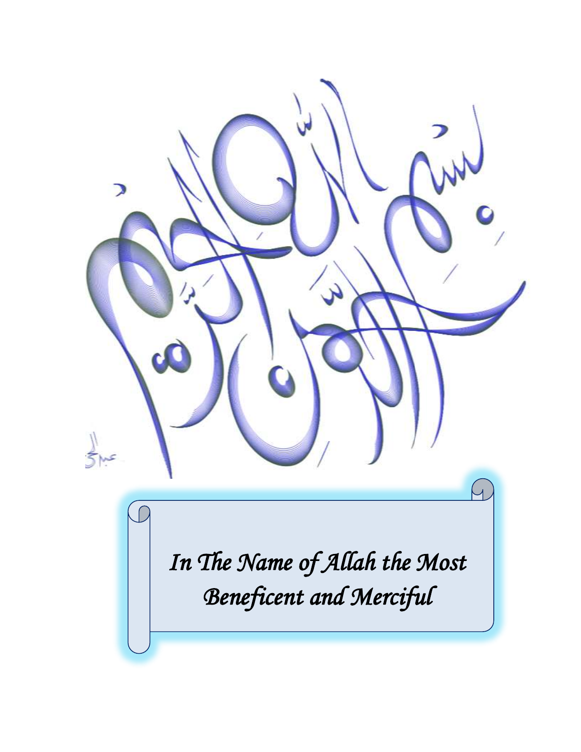*In The Name of Allah the Most Beneficent and Merciful*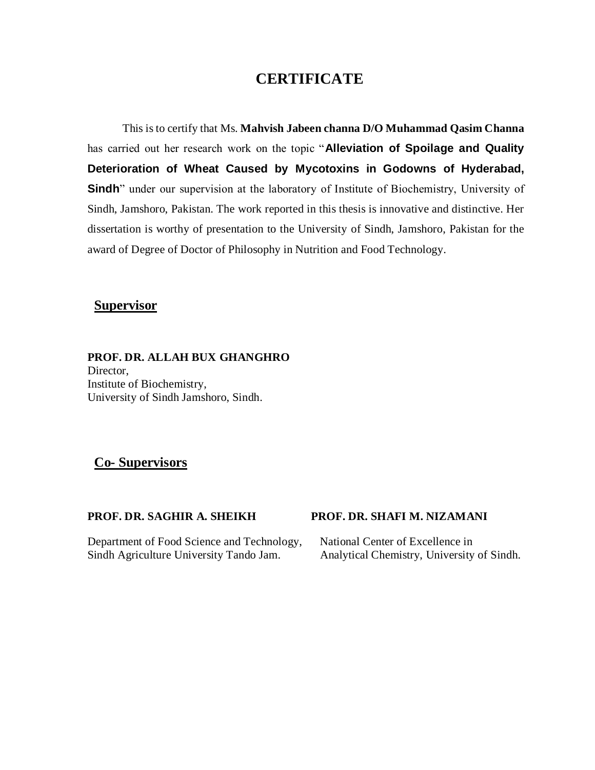# CERTIFICATE

This is to certify that Ms. **Mahvish Jabeen channa D/O Muhammad Qasim Channa** has carried out her research work on the topic "**Alleviation of Spoilage and Quality Deterioration of Wheat Caused by Mycotoxins in Godowns of Hyderabad, Sindh**" under our supervision at the laboratory of Institute of Biochemistry, University of Sindh, Jamshoro, Pakistan. The work reported in this thesis is innovative and distinctive. Her dissertation is worthy of presentation to the University of Sindh, Jamshoro, Pakistan for the award of Degree of Doctor of Philosophy in Nutrition and Food Technology.

## Supervisor

**PROF. DR. ALLAH BUX GHANGHRO**
Director,
Institute of Biochemistry,
University of Sindh Jamshoro, Sindh.

## Co- Supervisors

**PROF. DR. SAGHIR A. SHEIKH**
Department of Food Science and Technology,
Sindh Agriculture University Tando Jam.

**PROF. DR. SHAFI M. NIZAMANI**
National Center of Excellence in
Analytical Chemistry, University of Sindh.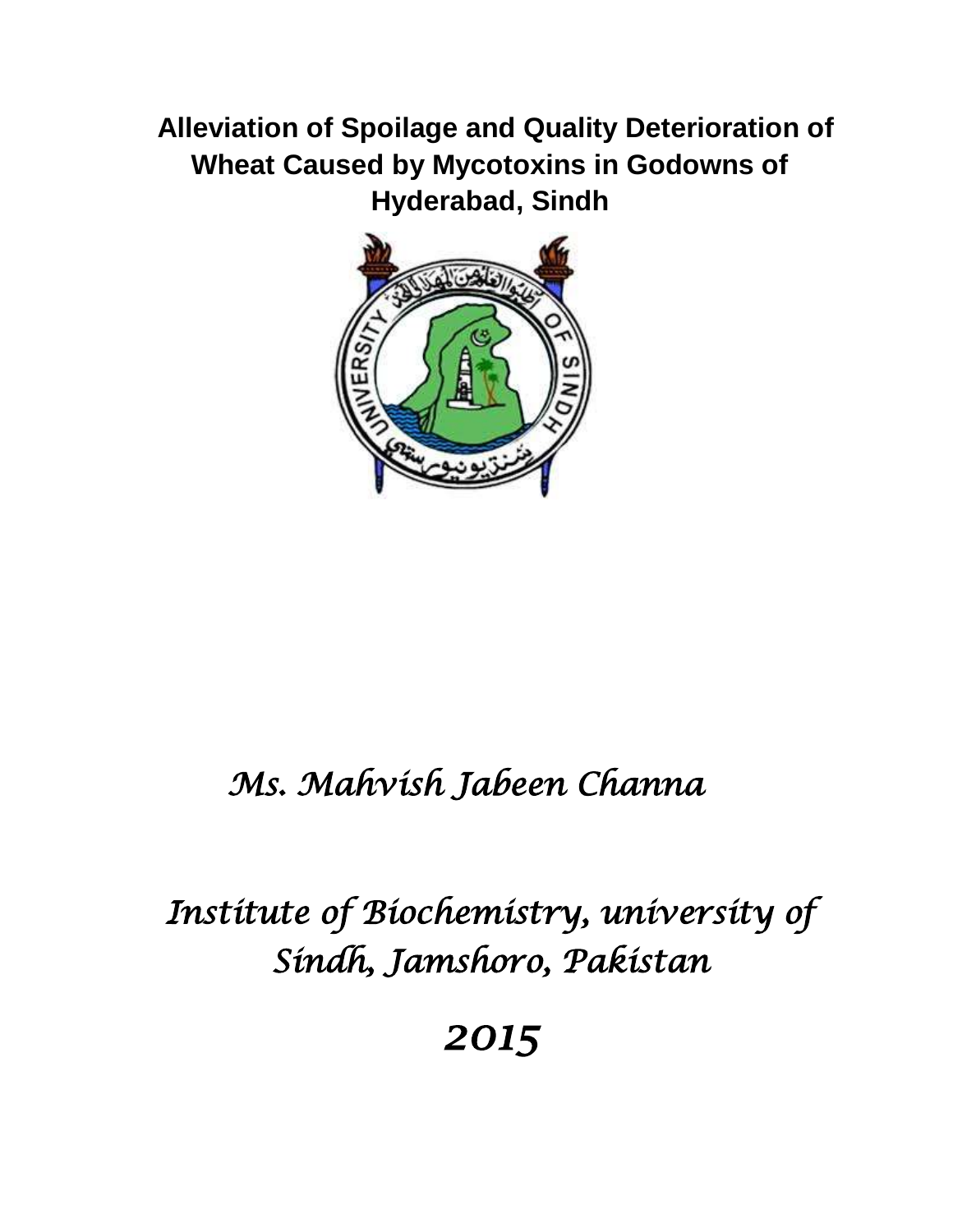# Alleviation of Spoilage and Quality Deterioration of Wheat Caused by Mycotoxins in Godowns of Hyderabad, Sindh

*Ms. Mahvish Jabeen Channa*

*Institute of Biochemistry, university of Sindh, Jamshoro, Pakistan*

*2015*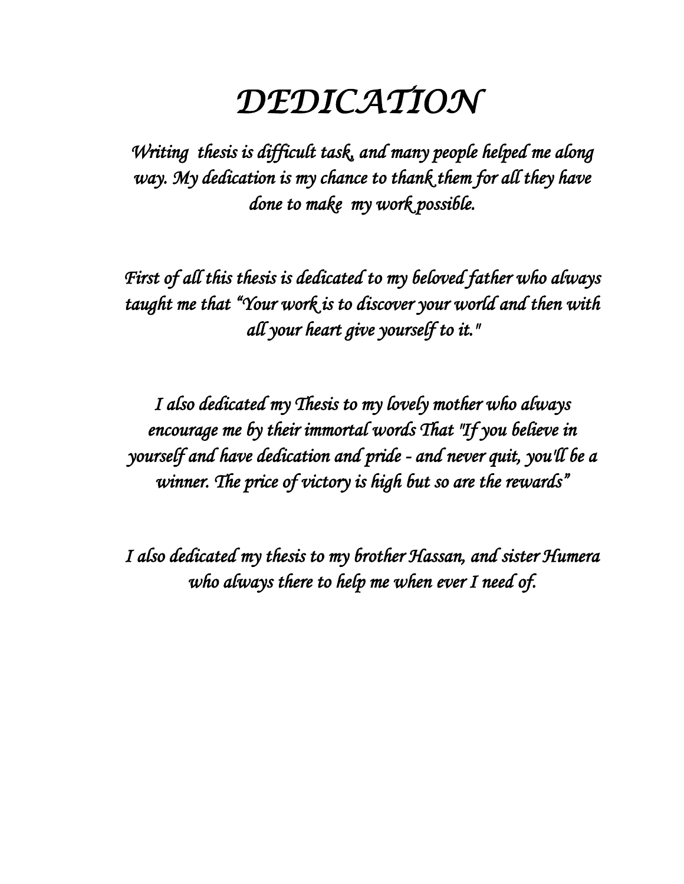# *DEDICATION*

*Writing thesis is difficult task, and many people helped me along way. My dedication is my chance to thank them for all they have done to make my work possible.*

*First of all this thesis is dedicated to my beloved father who always taught me that "Your work is to discover your world and then with all your heart give yourself to it."*

*I also dedicated my Thesis to my lovely mother who always encourage me by their immortal words That "If you believe in yourself and have dedication and pride - and never quit, you'll be a winner. The price of victory is high but so are the rewards"*

*I also dedicated my thesis to my brother Hassan, and sister Humera who always there to help me when ever I need of.*